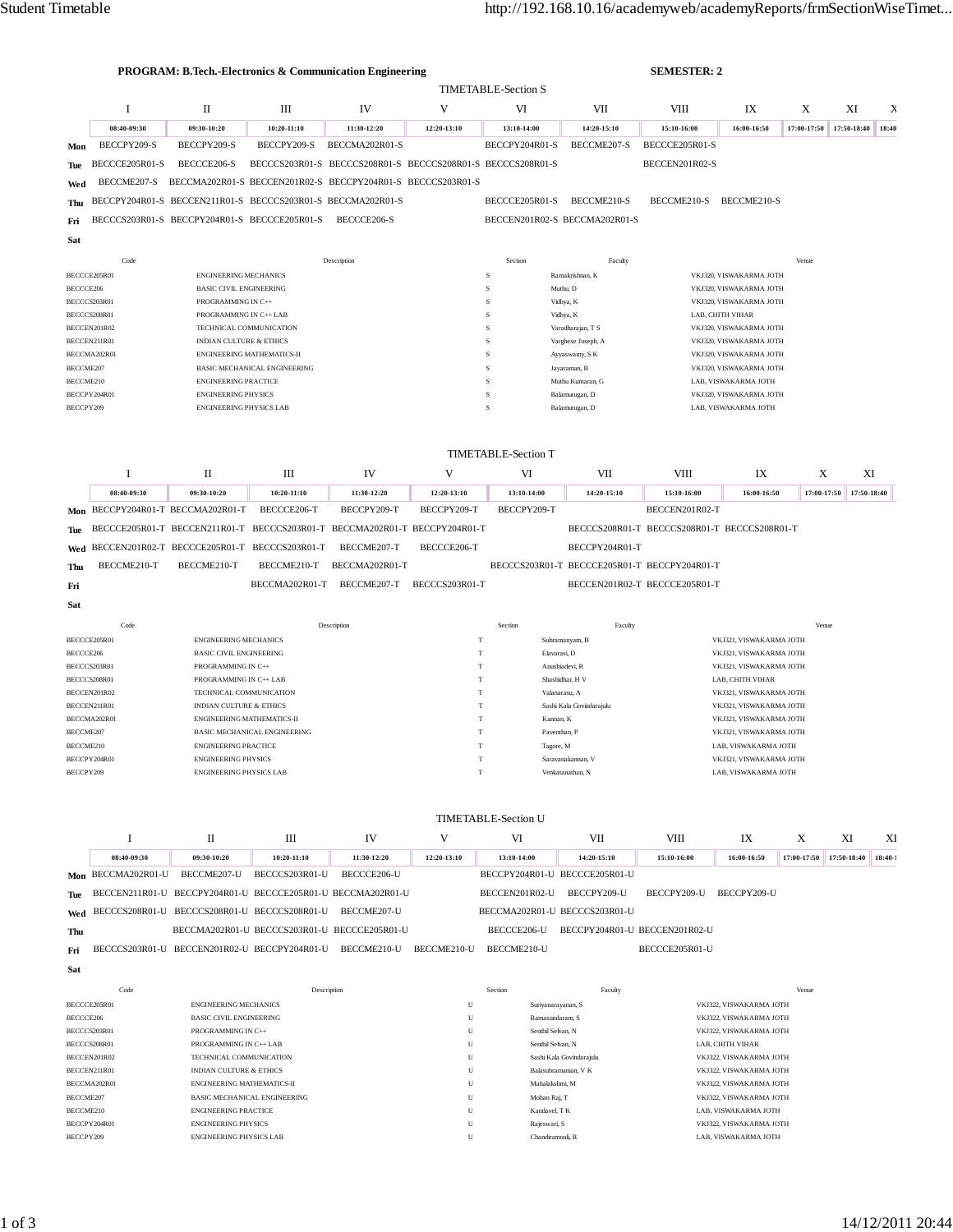**PROGRAM: B.Tech.-Electronics & Communication Engineering** **SEMESTER: 2**

## TIMETABLE-Section S

| | I | II | III | IV | V | VI | VII | VIII | IX | X | XI | X |
|---|---|---|---|---|---|---|---|---|---|---|---|---|
| | 08:40-09:30 | 09:30-10:20 | 10:20-11:10 | 11:30-12:20 | 12:20-13:10 | 13:10-14:00 | 14:20-15:10 | 15:10-16:00 | 16:00-16:50 | 17:00-17:50 | 17:50-18:40 | 18:40 |
| **Mon** | BECCPY209-S | BECCPY209-S | BECCPY209-S | BECCMA202R01-S | | BECCPY204R01-S | BECCME207-S | BECCCE205R01-S | | | | |
| **Tue** | BECCCE205R01-S | BECCCE206-S | BECCCS203R01-S | BECCCS208R01-S | BECCCS208R01-S | BECCCS208R01-S | | BECCEN201R02-S | | | | |
| **Wed** | BECCME207-S | BECCMA202R01-S | BECCEN201R02-S | BECCPY204R01-S | BECCCS203R01-S | | | | | | | |
| **Thu** | BECCPY204R01-S | BECCEN211R01-S | BECCCS203R01-S | BECCMA202R01-S | | BECCCE205R01-S | BECCME210-S | BECCME210-S | BECCME210-S | | | |
| **Fri** | BECCCS203R01-S | BECCPY204R01-S | BECCCE205R01-S | BECCCE206-S | | BECCEN201R02-S | BECCMA202R01-S | | | | | |
| **Sat** | | | | | | | | | | | | |

| Code | Description | Section | Faculty | Venue |
|---|---|---|---|---|
| BECCCE205R01 | ENGINEERING MECHANICS | S | Ramakrishnan, K | VKJ320, VISWAKARMA JOTH |
| BECCCE206 | BASIC CIVIL ENGINEERING | S | Muthu, D | VKJ320, VISWAKARMA JOTH |
| BECCCS203R01 | PROGRAMMING IN C++ | S | Vidhya, K | VKJ320, VISWAKARMA JOTH |
| BECCCS208R01 | PROGRAMMING IN C++ LAB | S | Vidhya, K | LAB, CHITH VIHAR |
| BECCEN201R02 | TECHNICAL COMMUNICATION | S | Varadharajan, T S | VKJ320, VISWAKARMA JOTH |
| BECCEN211R01 | INDIAN CULTURE & ETHICS | S | Varghese Joseph, A | VKJ320, VISWAKARMA JOTH |
| BECCMA202R01 | ENGINEERING MATHEMATICS-II | S | Ayyaswamy, S K | VKJ320, VISWAKARMA JOTH |
| BECCME207 | BASIC MECHANICAL ENGINEERING | S | Jayaraman, B | VKJ320, VISWAKARMA JOTH |
| BECCME210 | ENGINEERING PRACTICE | S | Muthu Kumaran, G | LAB, VISWAKARMA JOTH |
| BECCPY204R01 | ENGINEERING PHYSICS | S | Balamurugan, D | VKJ320, VISWAKARMA JOTH |
| BECCPY209 | ENGINEERING PHYSICS LAB | S | Balamurugan, D | LAB, VISWAKARMA JOTH |

## TIMETABLE-Section T

| | I | II | III | IV | V | VI | VII | VIII | IX | X | XI |
|---|---|---|---|---|---|---|---|---|---|---|---|
| | 08:40-09:30 | 09:30-10:20 | 10:20-11:10 | 11:30-12:20 | 12:20-13:10 | 13:10-14:00 | 14:20-15:10 | 15:10-16:00 | 16:00-16:50 | 17:00-17:50 | 17:50-18:40 |
| **Mon** | BECCPY204R01-T | BECCMA202R01-T | BECCCE206-T | BECCPY209-T | BECCPY209-T | BECCPY209-T | | BECCEN201R02-T | | | |
| **Tue** | BECCCE205R01-T | BECCEN211R01-T | BECCCS203R01-T | BECCMA202R01-T | BECCPY204R01-T | | BECCCS208R01-T | BECCCS208R01-T | BECCCS208R01-T | | |
| **Wed** | BECCEN201R02-T | BECCCE205R01-T | BECCCS203R01-T | BECCME207-T | BECCCE206-T | | BECCPY204R01-T | | | | |
| **Thu** | BECCME210-T | BECCME210-T | BECCME210-T | BECCMA202R01-T | | BECCCS203R01-T | BECCCE205R01-T | BECCPY204R01-T | | | |
| **Fri** | | | BECCMA202R01-T | BECCME207-T | BECCCS203R01-T | | BECCEN201R02-T | BECCCE205R01-T | | | |
| **Sat** | | | | | | | | | | | |

| Code | Description | Section | Faculty | Venue |
|---|---|---|---|---|
| BECCCE205R01 | ENGINEERING MECHANICS | T | Subramanyam, B | VKJ321, VISWAKARMA JOTH |
| BECCCE206 | BASIC CIVIL ENGINEERING | T | Elavarasi, D | VKJ321, VISWAKARMA JOTH |
| BECCCS203R01 | PROGRAMMING IN C++ | T | Anushiadevi, R | VKJ321, VISWAKARMA JOTH |
| BECCCS208R01 | PROGRAMMING IN C++ LAB | T | Shashidhar, H V | LAB, CHITH VIHAR |
| BECCEN201R02 | TECHNICAL COMMUNICATION | T | Valanarasu, A | VKJ321, VISWAKARMA JOTH |
| BECCEN211R01 | INDIAN CULTURE & ETHICS | T | Sashi Kala Govindarajulu | VKJ321, VISWAKARMA JOTH |
| BECCMA202R01 | ENGINEERING MATHEMATICS-II | T | Kannan, K | VKJ321, VISWAKARMA JOTH |
| BECCME207 | BASIC MECHANICAL ENGINEERING | T | Paventhan, P | VKJ321, VISWAKARMA JOTH |
| BECCME210 | ENGINEERING PRACTICE | T | Tagore, M | LAB, VISWAKARMA JOTH |
| BECCPY204R01 | ENGINEERING PHYSICS | T | Saravanakannan, V | VKJ321, VISWAKARMA JOTH |
| BECCPY209 | ENGINEERING PHYSICS LAB | T | Venkatanathan, N | LAB, VISWAKARMA JOTH |

## TIMETABLE-Section U

| | I | II | III | IV | V | VI | VII | VIII | IX | X | XI | XI |
|---|---|---|---|---|---|---|---|---|---|---|---|---|
| | 08:40-09:30 | 09:30-10:20 | 10:20-11:10 | 11:30-12:20 | 12:20-13:10 | 13:10-14:00 | 14:20-15:10 | 15:10-16:00 | 16:00-16:50 | 17:00-17:50 | 17:50-18:40 | 18:40- |
| **Mon** | BECCMA202R01-U | BECCME207-U | BECCCS203R01-U | BECCCE206-U | | BECCPY204R01-U | BECCCE205R01-U | | | | | |
| **Tue** | BECCEN211R01-U | BECCPY204R01-U | BECCCE205R01-U | BECCMA202R01-U | | BECCEN201R02-U | BECCPY209-U | BECCPY209-U | BECCPY209-U | | | |
| **Wed** | BECCCS208R01-U | BECCCS208R01-U | BECCCS208R01-U | BECCME207-U | | BECCMA202R01-U | BECCCS203R01-U | | | | | |
| **Thu** | | BECCMA202R01-U | BECCCS203R01-U | BECCCE205R01-U | | BECCCE206-U | BECCPY204R01-U | BECCEN201R02-U | | | | |
| **Fri** | BECCCS203R01-U | BECCEN201R02-U | BECCPY204R01-U | BECCME210-U | BECCME210-U | BECCME210-U | | BECCCE205R01-U | | | | |
| **Sat** | | | | | | | | | | | | |

| Code | Description | Section | Faculty | Venue |
|---|---|---|---|---|
| BECCCE205R01 | ENGINEERING MECHANICS | U | Suriyanarayanan, S | VKJ322, VISWAKARMA JOTH |
| BECCCE206 | BASIC CIVIL ENGINEERING | U | Ramasundaram, S | VKJ322, VISWAKARMA JOTH |
| BECCCS203R01 | PROGRAMMING IN C++ | U | Senthil Selvan, N | VKJ322, VISWAKARMA JOTH |
| BECCCS208R01 | PROGRAMMING IN C++ LAB | U | Senthil Selvan, N | LAB, CHITH VIHAR |
| BECCEN201R02 | TECHNICAL COMMUNICATION | U | Sashi Kala Govindarajulu | VKJ322, VISWAKARMA JOTH |
| BECCEN211R01 | INDIAN CULTURE & ETHICS | U | Balasubramanian, V K | VKJ322, VISWAKARMA JOTH |
| BECCMA202R01 | ENGINEERING MATHEMATICS-II | U | Mahalakshmi, M | VKJ322, VISWAKARMA JOTH |
| BECCME207 | BASIC MECHANICAL ENGINEERING | U | Mohan Raj, T | VKJ322, VISWAKARMA JOTH |
| BECCME210 | ENGINEERING PRACTICE | U | Kandavel, T K | LAB, VISWAKARMA JOTH |
| BECCPY204R01 | ENGINEERING PHYSICS | U | Rajeswari, S | VKJ322, VISWAKARMA JOTH |
| BECCPY209 | ENGINEERING PHYSICS LAB | U | Chandiramouli, R | LAB, VISWAKARMA JOTH |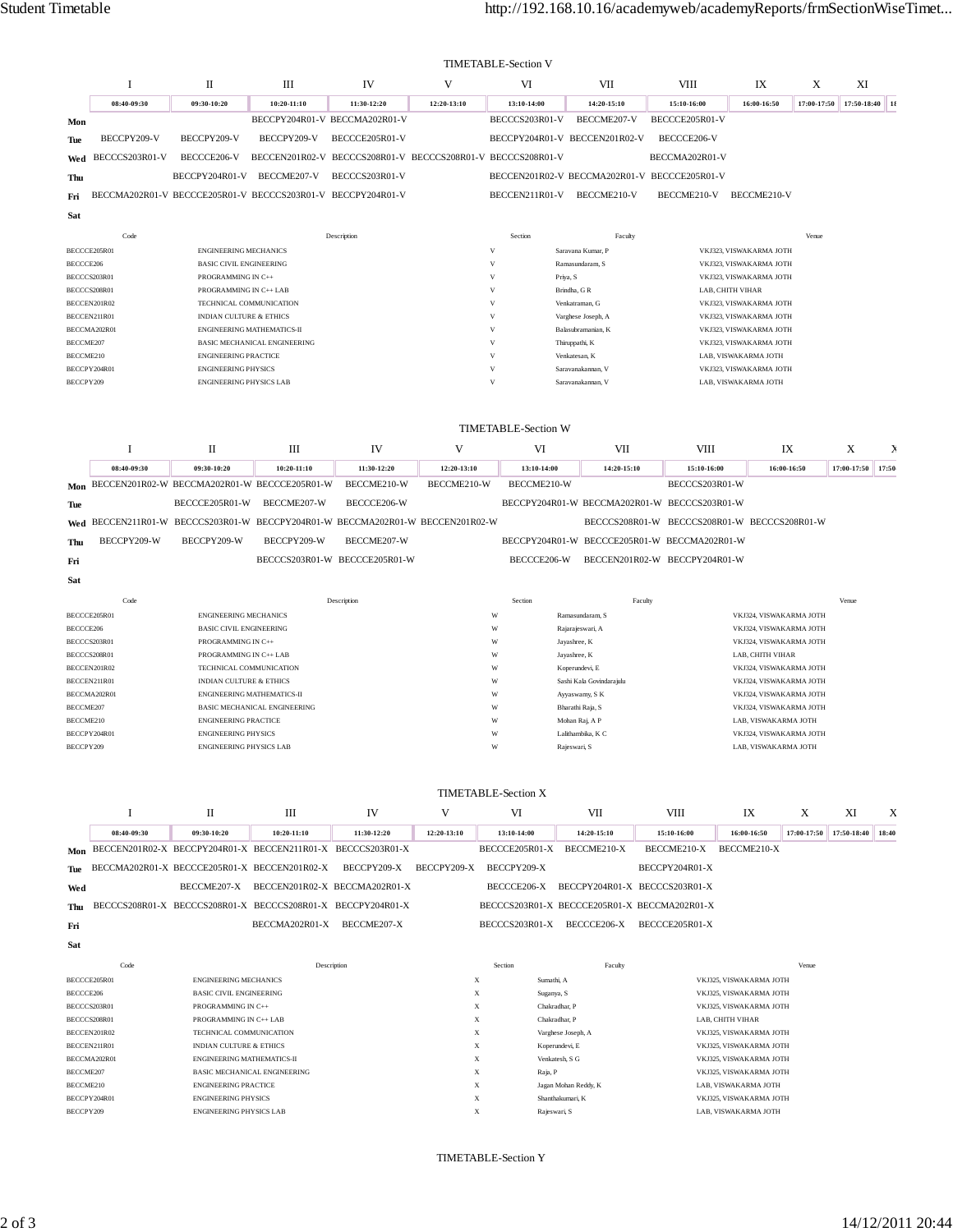TIMETABLE-Section V

| | I | II | III | IV | V | VI | VII | VIII | IX | X | XI |
|---|---|---|---|---|---|---|---|---|---|---|---|
| | 08:40-09:30 | 09:30-10:20 | 10:20-11:10 | 11:30-12:20 | 12:20-13:10 | 13:10-14:00 | 14:20-15:10 | 15:10-16:00 | 16:00-16:50 | 17:00-17:50 | 17:50-18:40 |
| Mon | | | BECCPY204R01-V | BECCMA202R01-V | | BECCCS203R01-V | BECCME207-V | BECCCE205R01-V | | | |
| Tue | BECCPY209-V | BECCPY209-V | BECCPY209-V | BECCCE205R01-V | | BECCPY204R01-V | BECCEN201R02-V | BECCCE206-V | | | |
| Wed | BECCCS203R01-V | BECCCE206-V | BECCEN201R02-V | BECCCS208R01-V | BECCCS208R01-V | BECCCS208R01-V | | BECCMA202R01-V | | | |
| Thu | | BECCPY204R01-V | BECCME207-V | BECCCS203R01-V | | BECCEN201R02-V | BECCMA202R01-V | BECCCE205R01-V | | | |
| Fri | BECCMA202R01-V | BECCCE205R01-V | BECCCS203R01-V | BECCPY204R01-V | | BECCEN211R01-V | BECCME210-V | BECCME210-V | BECCME210-V | | |
| Sat | | | | | | | | | | | |

| Code | Description | Section | Faculty | Venue |
|---|---|---|---|---|
| BECCCE205R01 | ENGINEERING MECHANICS | V | Saravana Kumar, P | VKJ323, VISWAKARMA JOTH |
| BECCCE206 | BASIC CIVIL ENGINEERING | V | Ramasundaram, S | VKJ323, VISWAKARMA JOTH |
| BECCCS203R01 | PROGRAMMING IN C++ | V | Priya, S | VKJ323, VISWAKARMA JOTH |
| BECCCS208R01 | PROGRAMMING IN C++ LAB | V | Brindha, G R | LAB, CHITH VIHAR |
| BECCEN201R02 | TECHNICAL COMMUNICATION | V | Venkatraman, G | VKJ323, VISWAKARMA JOTH |
| BECCEN211R01 | INDIAN CULTURE & ETHICS | V | Varghese Joseph, A | VKJ323, VISWAKARMA JOTH |
| BECCMA202R01 | ENGINEERING MATHEMATICS-II | V | Balasubramanian, K | VKJ323, VISWAKARMA JOTH |
| BECCME207 | BASIC MECHANICAL ENGINEERING | V | Thiruppathi, K | VKJ323, VISWAKARMA JOTH |
| BECCME210 | ENGINEERING PRACTICE | V | Venkatesan, K | LAB, VISWAKARMA JOTH |
| BECCPY204R01 | ENGINEERING PHYSICS | V | Saravanakannan, V | VKJ323, VISWAKARMA JOTH |
| BECCPY209 | ENGINEERING PHYSICS LAB | V | Saravanakannan, V | LAB, VISWAKARMA JOTH |

TIMETABLE-Section W

| | I | II | III | IV | V | VI | VII | VIII | IX | X |
|---|---|---|---|---|---|---|---|---|---|---|
| | 08:40-09:30 | 09:30-10:20 | 10:20-11:10 | 11:30-12:20 | 12:20-13:10 | 13:10-14:00 | 14:20-15:10 | 15:10-16:00 | 16:00-16:50 | 17:00-17:50 |
| Mon | BECCEN201R02-W | BECCMA202R01-W | BECCCE205R01-W | BECCME210-W | BECCME210-W | BECCME210-W | | BECCCS203R01-W | | |
| Tue | | BECCCE205R01-W | BECCME207-W | BECCCE206-W | | BECCPY204R01-W | BECCMA202R01-W | BECCCS203R01-W | | |
| Wed | BECCEN211R01-W | BECCCS203R01-W | BECCPY204R01-W | BECCMA202R01-W | BECCEN201R02-W | | BECCCS208R01-W | BECCCS208R01-W | BECCCS208R01-W | |
| Thu | BECCPY209-W | BECCPY209-W | BECCPY209-W | BECCME207-W | | BECCPY204R01-W | BECCCE205R01-W | BECCMA202R01-W | | |
| Fri | | | BECCCS203R01-W | BECCCE205R01-W | | BECCCE206-W | BECCEN201R02-W | BECCPY204R01-W | | |
| Sat | | | | | | | | | | |

| Code | Description | Section | Faculty | Venue |
|---|---|---|---|---|
| BECCCE205R01 | ENGINEERING MECHANICS | W | Ramasundaram, S | VKJ324, VISWAKARMA JOTH |
| BECCCE206 | BASIC CIVIL ENGINEERING | W | Rajarajeswari, A | VKJ324, VISWAKARMA JOTH |
| BECCCS203R01 | PROGRAMMING IN C++ | W | Jayashree, K | VKJ324, VISWAKARMA JOTH |
| BECCCS208R01 | PROGRAMMING IN C++ LAB | W | Jayashree, K | LAB, CHITH VIHAR |
| BECCEN201R02 | TECHNICAL COMMUNICATION | W | Koperundevi, E | VKJ324, VISWAKARMA JOTH |
| BECCEN211R01 | INDIAN CULTURE & ETHICS | W | Sashi Kala Govindarajulu | VKJ324, VISWAKARMA JOTH |
| BECCMA202R01 | ENGINEERING MATHEMATICS-II | W | Ayyaswamy, S K | VKJ324, VISWAKARMA JOTH |
| BECCME207 | BASIC MECHANICAL ENGINEERING | W | Bharathi Raja, S | VKJ324, VISWAKARMA JOTH |
| BECCME210 | ENGINEERING PRACTICE | W | Mohan Raj, A P | LAB, VISWAKARMA JOTH |
| BECCPY204R01 | ENGINEERING PHYSICS | W | Lalithambika, K C | VKJ324, VISWAKARMA JOTH |
| BECCPY209 | ENGINEERING PHYSICS LAB | W | Rajeswari, S | LAB, VISWAKARMA JOTH |

TIMETABLE-Section X

| | I | II | III | IV | V | VI | VII | VIII | IX | X | XI |
|---|---|---|---|---|---|---|---|---|---|---|---|
| | 08:40-09:30 | 09:30-10:20 | 10:20-11:10 | 11:30-12:20 | 12:20-13:10 | 13:10-14:00 | 14:20-15:10 | 15:10-16:00 | 16:00-16:50 | 17:00-17:50 | 17:50-18:40 |
| Mon | BECCEN201R02-X | BECCPY204R01-X | BECCEN211R01-X | BECCCS203R01-X | | BECCCE205R01-X | BECCME210-X | BECCME210-X | BECCME210-X | | |
| Tue | BECCMA202R01-X | BECCCE205R01-X | BECCEN201R02-X | BECCPY209-X | BECCPY209-X | BECCPY209-X | | BECCPY204R01-X | | | |
| Wed | | BECCME207-X | BECCEN201R02-X | BECCMA202R01-X | | BECCCE206-X | BECCPY204R01-X | BECCCS203R01-X | | | |
| Thu | BECCCS208R01-X | BECCCS208R01-X | BECCCS208R01-X | BECCPY204R01-X | | BECCCS203R01-X | BECCCE205R01-X | BECCMA202R01-X | | | |
| Fri | | | BECCMA202R01-X | BECCME207-X | | BECCCS203R01-X | BECCCE206-X | BECCCE205R01-X | | | |
| Sat | | | | | | | | | | | |

| Code | Description | Section | Faculty | Venue |
|---|---|---|---|---|
| BECCCE205R01 | ENGINEERING MECHANICS | X | Sumathi, A | VKJ325, VISWAKARMA JOTH |
| BECCCE206 | BASIC CIVIL ENGINEERING | X | Suganya, S | VKJ325, VISWAKARMA JOTH |
| BECCCS203R01 | PROGRAMMING IN C++ | X | Chakradhar, P | VKJ325, VISWAKARMA JOTH |
| BECCCS208R01 | PROGRAMMING IN C++ LAB | X | Chakradhar, P | LAB, CHITH VIHAR |
| BECCEN201R02 | TECHNICAL COMMUNICATION | X | Varghese Joseph, A | VKJ325, VISWAKARMA JOTH |
| BECCEN211R01 | INDIAN CULTURE & ETHICS | X | Koperundevi, E | VKJ325, VISWAKARMA JOTH |
| BECCMA202R01 | ENGINEERING MATHEMATICS-II | X | Venkatesh, S G | VKJ325, VISWAKARMA JOTH |
| BECCME207 | BASIC MECHANICAL ENGINEERING | X | Raja, P | VKJ325, VISWAKARMA JOTH |
| BECCME210 | ENGINEERING PRACTICE | X | Jagan Mohan Reddy, K | LAB, VISWAKARMA JOTH |
| BECCPY204R01 | ENGINEERING PHYSICS | X | Shanthakumari, K | VKJ325, VISWAKARMA JOTH |
| BECCPY209 | ENGINEERING PHYSICS LAB | X | Rajeswari, S | LAB, VISWAKARMA JOTH |

TIMETABLE-Section Y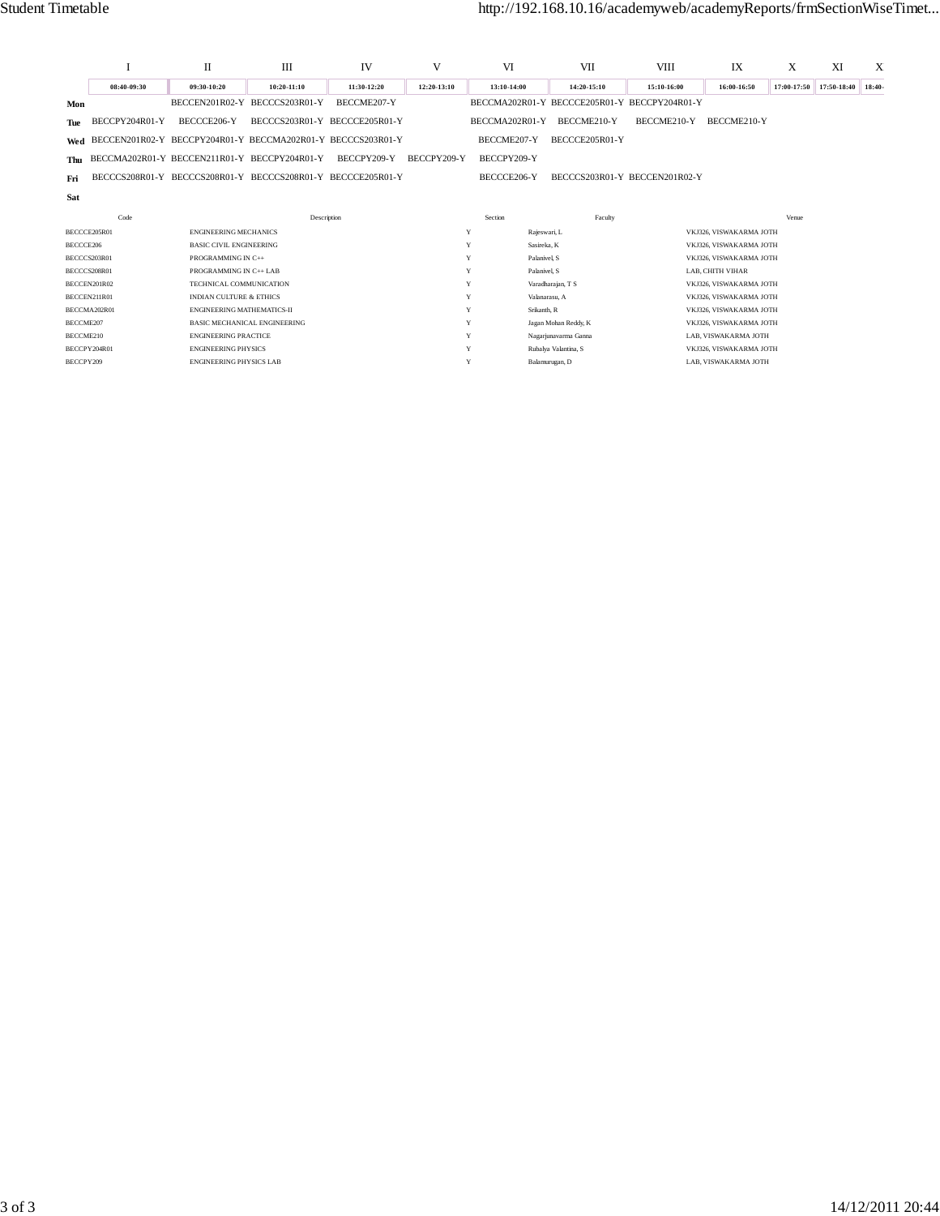| | I | II | III | IV | V | VI | VII | VIII | IX | X | XI | X |
|---|---|---|---|---|---|---|---|---|---|---|---|---|
| | 08:40-09:30 | 09:30-10:20 | 10:20-11:10 | 11:30-12:20 | 12:20-13:10 | 13:10-14:00 | 14:20-15:10 | 15:10-16:00 | 16:00-16:50 | 17:00-17:50 | 17:50-18:40 | 18:40- |
| **Mon** | | BECCEN201R02-Y | BECCCS203R01-Y | BECCME207-Y | | BECCMA202R01-Y | BECCCE205R01-Y | BECCPY204R01-Y | | | | |
| **Tue** | BECCPY204R01-Y | BECCCE206-Y | BECCCS203R01-Y | BECCCE205R01-Y | | BECCMA202R01-Y | BECCME210-Y | BECCME210-Y | BECCME210-Y | | | |
| **Wed** | BECCEN201R02-Y | BECCPY204R01-Y | BECCMA202R01-Y | BECCCS203R01-Y | | BECCME207-Y | BECCCE205R01-Y | | | | | |
| **Thu** | BECCMA202R01-Y | BECCEN211R01-Y | BECCPY204R01-Y | BECCPY209-Y | BECCPY209-Y | BECCPY209-Y | | | | | | |
| **Fri** | BECCCS208R01-Y | BECCCS208R01-Y | BECCCS208R01-Y | BECCCE205R01-Y | | BECCCE206-Y | BECCCS203R01-Y | BECCEN201R02-Y | | | | |
| **Sat** | | | | | | | | | | | | |

| Code | Description | Section | Faculty | Venue |
|---|---|---|---|---|
| BECCCE205R01 | ENGINEERING MECHANICS | Y | Rajeswari, L | VKJ326, VISWAKARMA JOTH |
| BECCCE206 | BASIC CIVIL ENGINEERING | Y | Sasireka, K | VKJ326, VISWAKARMA JOTH |
| BECCCS203R01 | PROGRAMMING IN C++ | Y | Palanivel, S | VKJ326, VISWAKARMA JOTH |
| BECCCS208R01 | PROGRAMMING IN C++ LAB | Y | Palanivel, S | LAB, CHITH VIHAR |
| BECCEN201R02 | TECHNICAL COMMUNICATION | Y | Varadharajan, T S | VKJ326, VISWAKARMA JOTH |
| BECCEN211R01 | INDIAN CULTURE & ETHICS | Y | Valanarasu, A | VKJ326, VISWAKARMA JOTH |
| BECCMA202R01 | ENGINEERING MATHEMATICS-II | Y | Srikanth, R | VKJ326, VISWAKARMA JOTH |
| BECCME207 | BASIC MECHANICAL ENGINEERING | Y | Jagan Mohan Reddy, K | VKJ326, VISWAKARMA JOTH |
| BECCME210 | ENGINEERING PRACTICE | Y | Nagarjunavarma Ganna | LAB, VISWAKARMA JOTH |
| BECCPY204R01 | ENGINEERING PHYSICS | Y | Rubalya Valantina, S | VKJ326, VISWAKARMA JOTH |
| BECCPY209 | ENGINEERING PHYSICS LAB | Y | Balamurugan, D | LAB, VISWAKARMA JOTH |